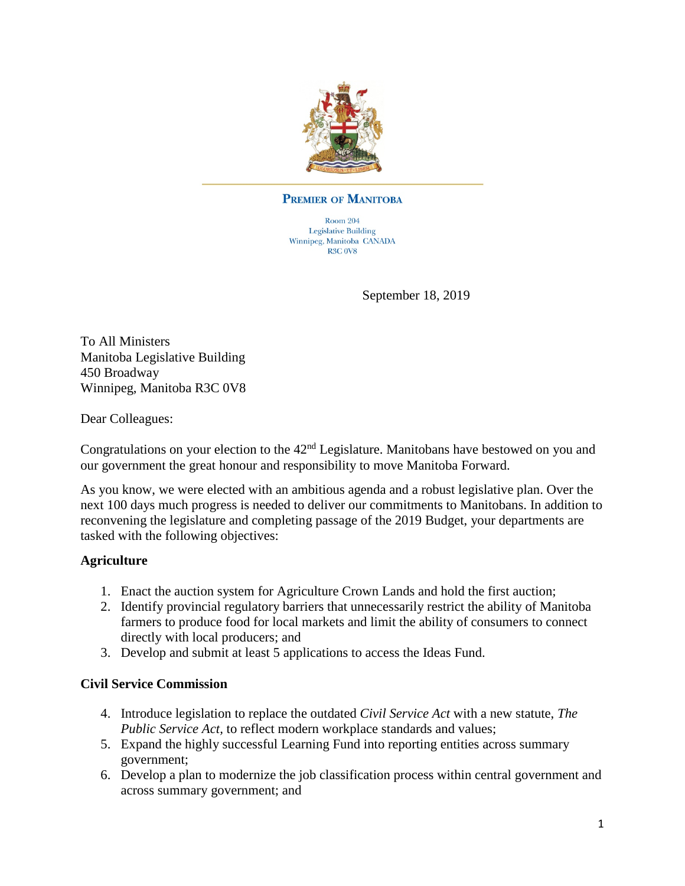**PREMIER OF MANITOBA**

Room 204
Legislative Building
Winnipeg, Manitoba CANADA
R3C 0V8

September 18, 2019

To All Ministers
Manitoba Legislative Building
450 Broadway
Winnipeg, Manitoba R3C 0V8

Dear Colleagues:

Congratulations on your election to the 42nd Legislature. Manitobans have bestowed on you and our government the great honour and responsibility to move Manitoba Forward.

As you know, we were elected with an ambitious agenda and a robust legislative plan. Over the next 100 days much progress is needed to deliver our commitments to Manitobans. In addition to reconvening the legislature and completing passage of the 2019 Budget, your departments are tasked with the following objectives:

**Agriculture**

1. Enact the auction system for Agriculture Crown Lands and hold the first auction;
2. Identify provincial regulatory barriers that unnecessarily restrict the ability of Manitoba farmers to produce food for local markets and limit the ability of consumers to connect directly with local producers; and
3. Develop and submit at least 5 applications to access the Ideas Fund.

**Civil Service Commission**

4. Introduce legislation to replace the outdated *Civil Service Act* with a new statute, *The Public Service Act*, to reflect modern workplace standards and values;
5. Expand the highly successful Learning Fund into reporting entities across summary government;
6. Develop a plan to modernize the job classification process within central government and across summary government; and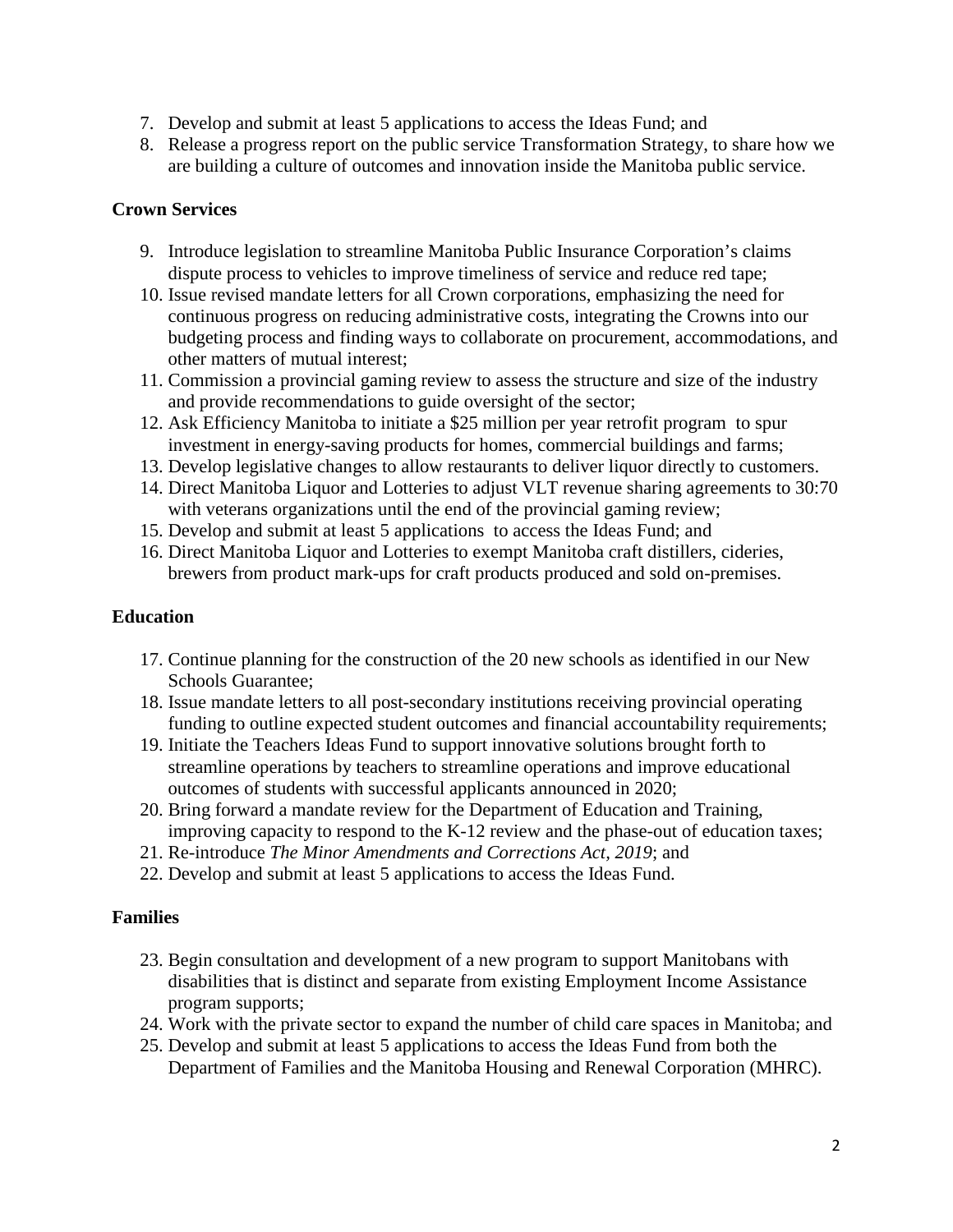7. Develop and submit at least 5 applications to access the Ideas Fund; and
8. Release a progress report on the public service Transformation Strategy, to share how we are building a culture of outcomes and innovation inside the Manitoba public service.

**Crown Services**

9. Introduce legislation to streamline Manitoba Public Insurance Corporation's claims dispute process to vehicles to improve timeliness of service and reduce red tape;
10. Issue revised mandate letters for all Crown corporations, emphasizing the need for continuous progress on reducing administrative costs, integrating the Crowns into our budgeting process and finding ways to collaborate on procurement, accommodations, and other matters of mutual interest;
11. Commission a provincial gaming review to assess the structure and size of the industry and provide recommendations to guide oversight of the sector;
12. Ask Efficiency Manitoba to initiate a $25 million per year retrofit program to spur investment in energy-saving products for homes, commercial buildings and farms;
13. Develop legislative changes to allow restaurants to deliver liquor directly to customers.
14. Direct Manitoba Liquor and Lotteries to adjust VLT revenue sharing agreements to 30:70 with veterans organizations until the end of the provincial gaming review;
15. Develop and submit at least 5 applications to access the Ideas Fund; and
16. Direct Manitoba Liquor and Lotteries to exempt Manitoba craft distillers, cideries, brewers from product mark-ups for craft products produced and sold on-premises.

**Education**

17. Continue planning for the construction of the 20 new schools as identified in our New Schools Guarantee;
18. Issue mandate letters to all post-secondary institutions receiving provincial operating funding to outline expected student outcomes and financial accountability requirements;
19. Initiate the Teachers Ideas Fund to support innovative solutions brought forth to streamline operations by teachers to streamline operations and improve educational outcomes of students with successful applicants announced in 2020;
20. Bring forward a mandate review for the Department of Education and Training, improving capacity to respond to the K-12 review and the phase-out of education taxes;
21. Re-introduce *The Minor Amendments and Corrections Act, 2019*; and
22. Develop and submit at least 5 applications to access the Ideas Fund.

**Families**

23. Begin consultation and development of a new program to support Manitobans with disabilities that is distinct and separate from existing Employment Income Assistance program supports;
24. Work with the private sector to expand the number of child care spaces in Manitoba; and
25. Develop and submit at least 5 applications to access the Ideas Fund from both the Department of Families and the Manitoba Housing and Renewal Corporation (MHRC).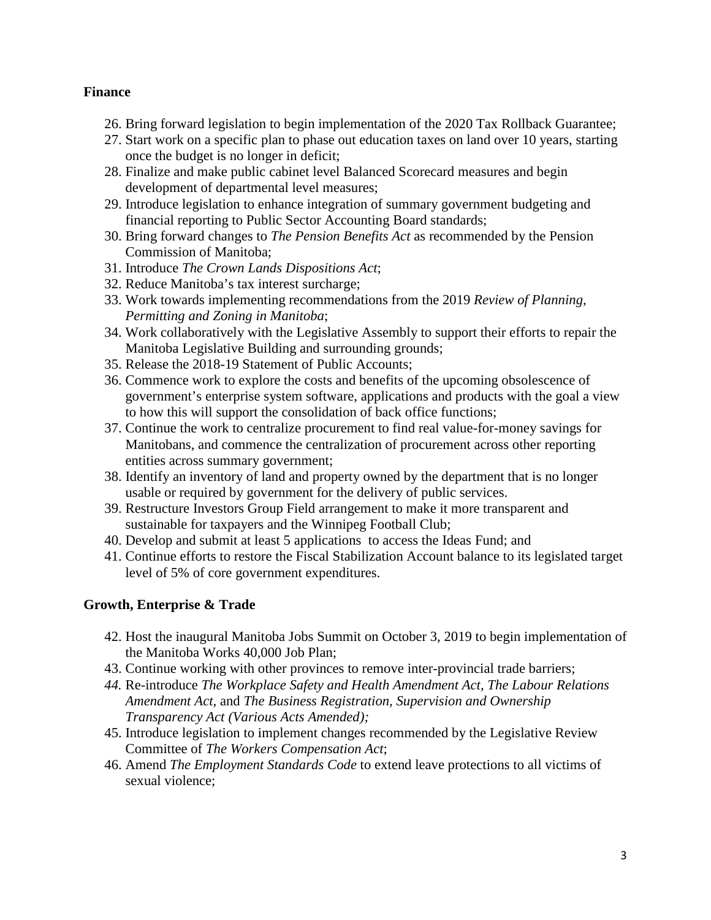## Finance

26. Bring forward legislation to begin implementation of the 2020 Tax Rollback Guarantee;
27. Start work on a specific plan to phase out education taxes on land over 10 years, starting once the budget is no longer in deficit;
28. Finalize and make public cabinet level Balanced Scorecard measures and begin development of departmental level measures;
29. Introduce legislation to enhance integration of summary government budgeting and financial reporting to Public Sector Accounting Board standards;
30. Bring forward changes to *The Pension Benefits Act* as recommended by the Pension Commission of Manitoba;
31. Introduce *The Crown Lands Dispositions Act*;
32. Reduce Manitoba's tax interest surcharge;
33. Work towards implementing recommendations from the 2019 *Review of Planning, Permitting and Zoning in Manitoba*;
34. Work collaboratively with the Legislative Assembly to support their efforts to repair the Manitoba Legislative Building and surrounding grounds;
35. Release the 2018-19 Statement of Public Accounts;
36. Commence work to explore the costs and benefits of the upcoming obsolescence of government's enterprise system software, applications and products with the goal a view to how this will support the consolidation of back office functions;
37. Continue the work to centralize procurement to find real value-for-money savings for Manitobans, and commence the centralization of procurement across other reporting entities across summary government;
38. Identify an inventory of land and property owned by the department that is no longer usable or required by government for the delivery of public services.
39. Restructure Investors Group Field arrangement to make it more transparent and sustainable for taxpayers and the Winnipeg Football Club;
40. Develop and submit at least 5 applications to access the Ideas Fund; and
41. Continue efforts to restore the Fiscal Stabilization Account balance to its legislated target level of 5% of core government expenditures.

## Growth, Enterprise & Trade

42. Host the inaugural Manitoba Jobs Summit on October 3, 2019 to begin implementation of the Manitoba Works 40,000 Job Plan;
43. Continue working with other provinces to remove inter-provincial trade barriers;
44. Re-introduce *The Workplace Safety and Health Amendment Act*, *The Labour Relations Amendment Act*, and *The Business Registration, Supervision and Ownership Transparency Act (Various Acts Amended);*
45. Introduce legislation to implement changes recommended by the Legislative Review Committee of *The Workers Compensation Act*;
46. Amend *The Employment Standards Code* to extend leave protections to all victims of sexual violence;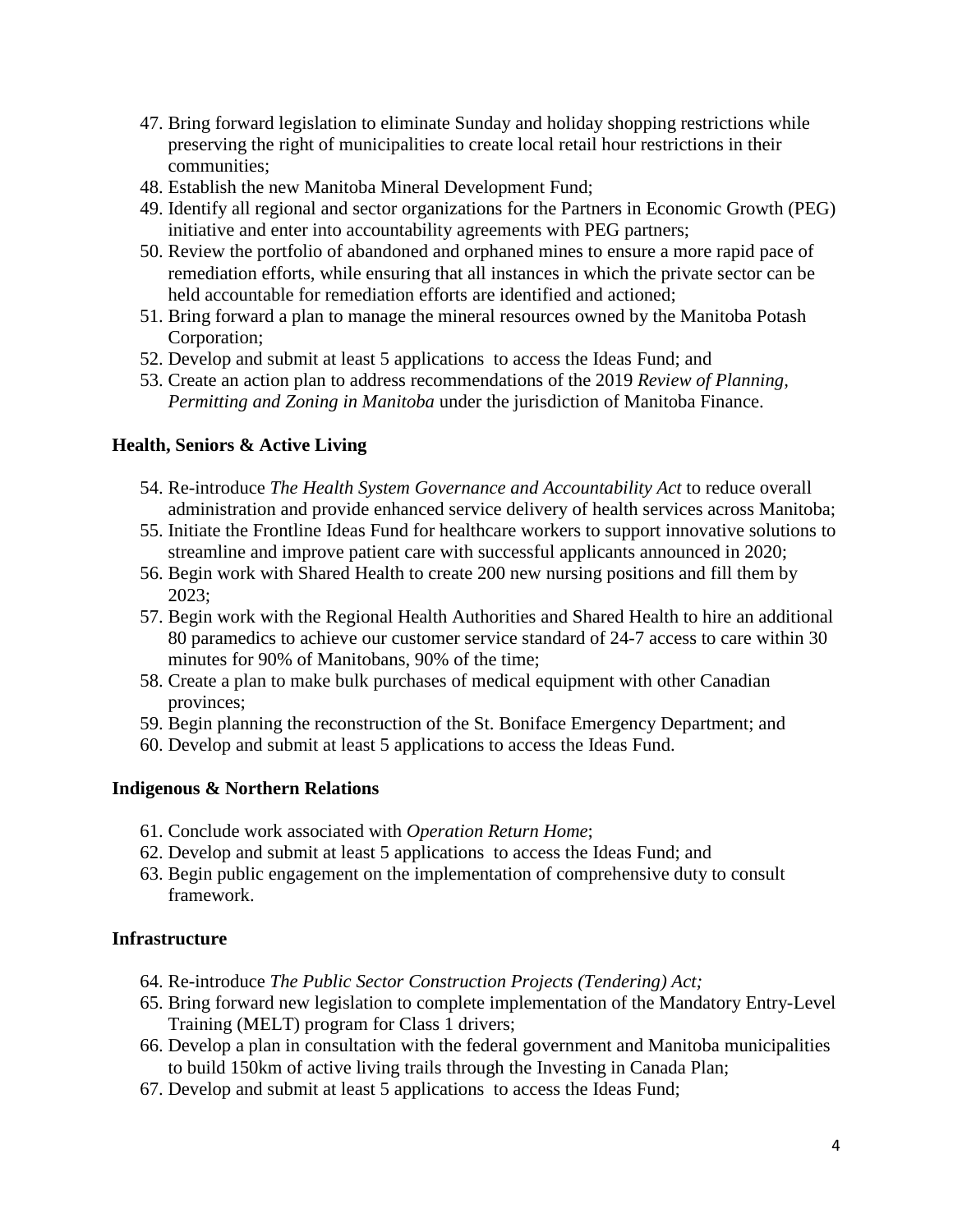47. Bring forward legislation to eliminate Sunday and holiday shopping restrictions while preserving the right of municipalities to create local retail hour restrictions in their communities;
48. Establish the new Manitoba Mineral Development Fund;
49. Identify all regional and sector organizations for the Partners in Economic Growth (PEG) initiative and enter into accountability agreements with PEG partners;
50. Review the portfolio of abandoned and orphaned mines to ensure a more rapid pace of remediation efforts, while ensuring that all instances in which the private sector can be held accountable for remediation efforts are identified and actioned;
51. Bring forward a plan to manage the mineral resources owned by the Manitoba Potash Corporation;
52. Develop and submit at least 5 applications to access the Ideas Fund; and
53. Create an action plan to address recommendations of the 2019 *Review of Planning, Permitting and Zoning in Manitoba* under the jurisdiction of Manitoba Finance.

**Health, Seniors & Active Living**

54. Re-introduce *The Health System Governance and Accountability Act* to reduce overall administration and provide enhanced service delivery of health services across Manitoba;
55. Initiate the Frontline Ideas Fund for healthcare workers to support innovative solutions to streamline and improve patient care with successful applicants announced in 2020;
56. Begin work with Shared Health to create 200 new nursing positions and fill them by 2023;
57. Begin work with the Regional Health Authorities and Shared Health to hire an additional 80 paramedics to achieve our customer service standard of 24-7 access to care within 30 minutes for 90% of Manitobans, 90% of the time;
58. Create a plan to make bulk purchases of medical equipment with other Canadian provinces;
59. Begin planning the reconstruction of the St. Boniface Emergency Department; and
60. Develop and submit at least 5 applications to access the Ideas Fund.

**Indigenous & Northern Relations**

61. Conclude work associated with *Operation Return Home*;
62. Develop and submit at least 5 applications to access the Ideas Fund; and
63. Begin public engagement on the implementation of comprehensive duty to consult framework.

**Infrastructure**

64. Re-introduce *The Public Sector Construction Projects (Tendering) Act;*
65. Bring forward new legislation to complete implementation of the Mandatory Entry-Level Training (MELT) program for Class 1 drivers;
66. Develop a plan in consultation with the federal government and Manitoba municipalities to build 150km of active living trails through the Investing in Canada Plan;
67. Develop and submit at least 5 applications to access the Ideas Fund;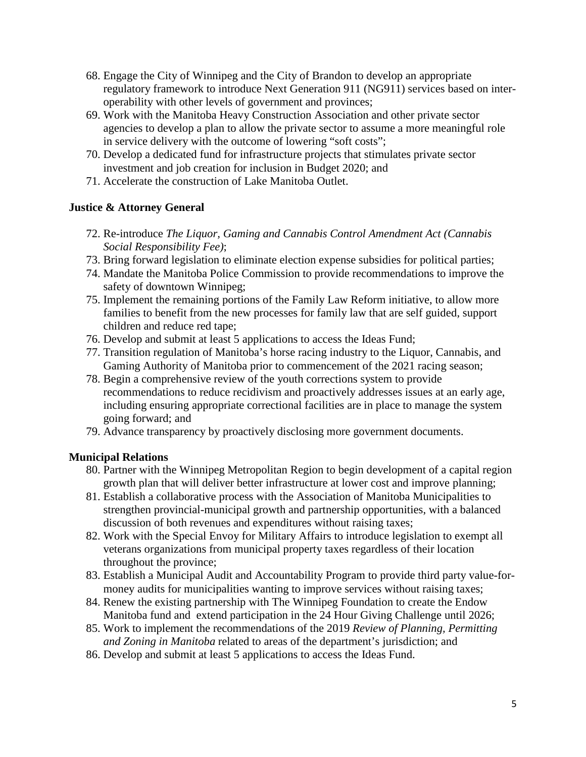68. Engage the City of Winnipeg and the City of Brandon to develop an appropriate regulatory framework to introduce Next Generation 911 (NG911) services based on inter-operability with other levels of government and provinces;
69. Work with the Manitoba Heavy Construction Association and other private sector agencies to develop a plan to allow the private sector to assume a more meaningful role in service delivery with the outcome of lowering "soft costs";
70. Develop a dedicated fund for infrastructure projects that stimulates private sector investment and job creation for inclusion in Budget 2020; and
71. Accelerate the construction of Lake Manitoba Outlet.

**Justice & Attorney General**

72. Re-introduce *The Liquor, Gaming and Cannabis Control Amendment Act (Cannabis Social Responsibility Fee)*;
73. Bring forward legislation to eliminate election expense subsidies for political parties;
74. Mandate the Manitoba Police Commission to provide recommendations to improve the safety of downtown Winnipeg;
75. Implement the remaining portions of the Family Law Reform initiative, to allow more families to benefit from the new processes for family law that are self guided, support children and reduce red tape;
76. Develop and submit at least 5 applications to access the Ideas Fund;
77. Transition regulation of Manitoba's horse racing industry to the Liquor, Cannabis, and Gaming Authority of Manitoba prior to commencement of the 2021 racing season;
78. Begin a comprehensive review of the youth corrections system to provide recommendations to reduce recidivism and proactively addresses issues at an early age, including ensuring appropriate correctional facilities are in place to manage the system going forward; and
79. Advance transparency by proactively disclosing more government documents.

**Municipal Relations**

80. Partner with the Winnipeg Metropolitan Region to begin development of a capital region growth plan that will deliver better infrastructure at lower cost and improve planning;
81. Establish a collaborative process with the Association of Manitoba Municipalities to strengthen provincial-municipal growth and partnership opportunities, with a balanced discussion of both revenues and expenditures without raising taxes;
82. Work with the Special Envoy for Military Affairs to introduce legislation to exempt all veterans organizations from municipal property taxes regardless of their location throughout the province;
83. Establish a Municipal Audit and Accountability Program to provide third party value-for-money audits for municipalities wanting to improve services without raising taxes;
84. Renew the existing partnership with The Winnipeg Foundation to create the Endow Manitoba fund and extend participation in the 24 Hour Giving Challenge until 2026;
85. Work to implement the recommendations of the 2019 *Review of Planning, Permitting and Zoning in Manitoba* related to areas of the department's jurisdiction; and
86. Develop and submit at least 5 applications to access the Ideas Fund.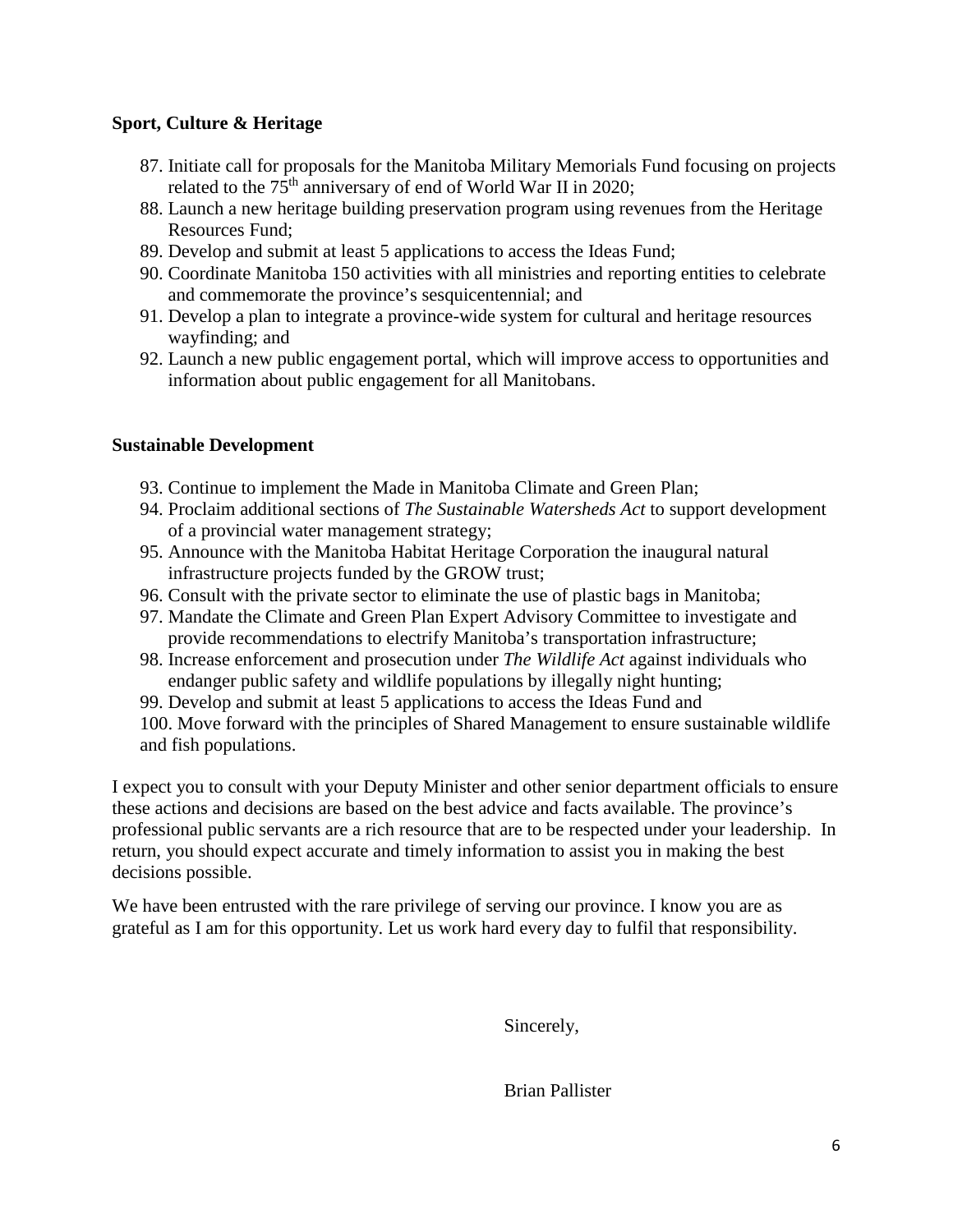**Sport, Culture & Heritage**

87. Initiate call for proposals for the Manitoba Military Memorials Fund focusing on projects related to the 75th anniversary of end of World War II in 2020;
88. Launch a new heritage building preservation program using revenues from the Heritage Resources Fund;
89. Develop and submit at least 5 applications to access the Ideas Fund;
90. Coordinate Manitoba 150 activities with all ministries and reporting entities to celebrate and commemorate the province's sesquicentennial; and
91. Develop a plan to integrate a province-wide system for cultural and heritage resources wayfinding; and
92. Launch a new public engagement portal, which will improve access to opportunities and information about public engagement for all Manitobans.

**Sustainable Development**

93. Continue to implement the Made in Manitoba Climate and Green Plan;
94. Proclaim additional sections of *The Sustainable Watersheds Act* to support development of a provincial water management strategy;
95. Announce with the Manitoba Habitat Heritage Corporation the inaugural natural infrastructure projects funded by the GROW trust;
96. Consult with the private sector to eliminate the use of plastic bags in Manitoba;
97. Mandate the Climate and Green Plan Expert Advisory Committee to investigate and provide recommendations to electrify Manitoba's transportation infrastructure;
98. Increase enforcement and prosecution under *The Wildlife Act* against individuals who endanger public safety and wildlife populations by illegally night hunting;
99. Develop and submit at least 5 applications to access the Ideas Fund and
100. Move forward with the principles of Shared Management to ensure sustainable wildlife and fish populations.

I expect you to consult with your Deputy Minister and other senior department officials to ensure these actions and decisions are based on the best advice and facts available. The province's professional public servants are a rich resource that are to be respected under your leadership. In return, you should expect accurate and timely information to assist you in making the best decisions possible.

We have been entrusted with the rare privilege of serving our province. I know you are as grateful as I am for this opportunity. Let us work hard every day to fulfil that responsibility.

Sincerely,

Brian Pallister